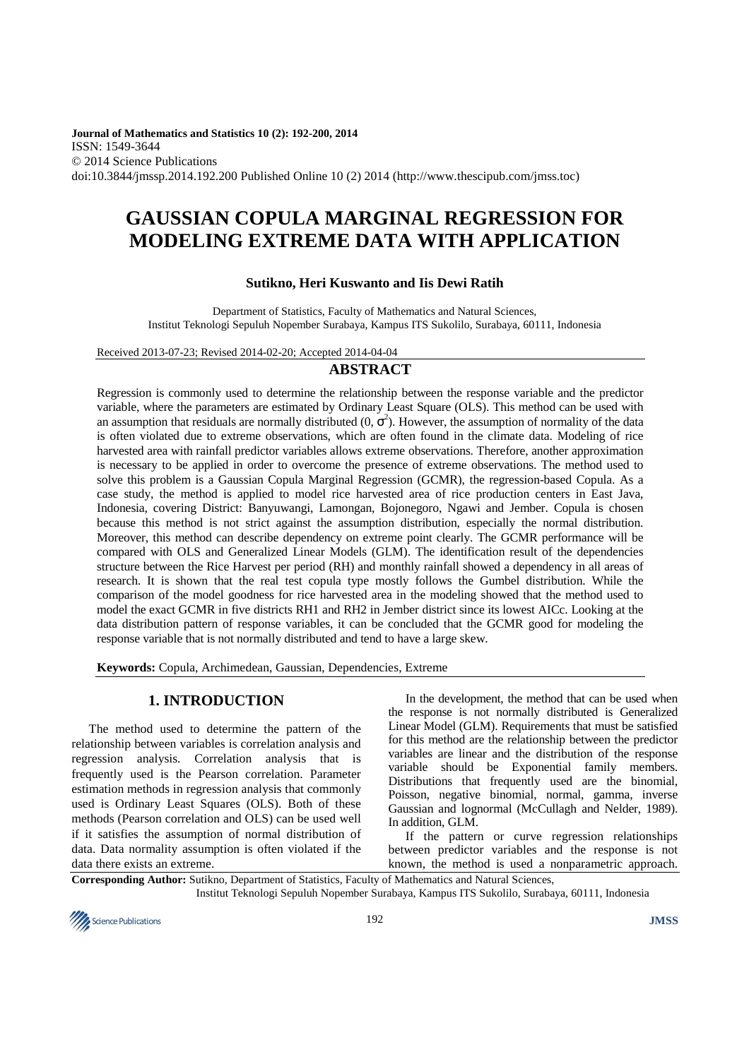**Journal of Mathematics and Statistics 10 (2): 192-200, 2014**
ISSN: 1549-3644
© 2014 Science Publications
doi:10.3844/jmssp.2014.192.200 Published Online 10 (2) 2014 (http://www.thescipub.com/jmss.toc)

# GAUSSIAN COPULA MARGINAL REGRESSION FOR MODELING EXTREME DATA WITH APPLICATION

**Sutikno, Heri Kuswanto and Iis Dewi Ratih**

Department of Statistics, Faculty of Mathematics and Natural Sciences, Institut Teknologi Sepuluh Nopember Surabaya, Kampus ITS Sukolilo, Surabaya, 60111, Indonesia

Received 2013-07-23; Revised 2014-02-20; Accepted 2014-04-04

## ABSTRACT

Regression is commonly used to determine the relationship between the response variable and the predictor variable, where the parameters are estimated by Ordinary Least Square (OLS). This method can be used with an assumption that residuals are normally distributed $(0, \sigma^2)$. However, the assumption of normality of the data is often violated due to extreme observations, which are often found in the climate data. Modeling of rice harvested area with rainfall predictor variables allows extreme observations. Therefore, another approximation is necessary to be applied in order to overcome the presence of extreme observations. The method used to solve this problem is a Gaussian Copula Marginal Regression (GCMR), the regression-based Copula. As a case study, the method is applied to model rice harvested area of rice production centers in East Java, Indonesia, covering District: Banyuwangi, Lamongan, Bojonegoro, Ngawi and Jember. Copula is chosen because this method is not strict against the assumption distribution, especially the normal distribution. Moreover, this method can describe dependency on extreme point clearly. The GCMR performance will be compared with OLS and Generalized Linear Models (GLM). The identification result of the dependencies structure between the Rice Harvest per period (RH) and monthly rainfall showed a dependency in all areas of research. It is shown that the real test copula type mostly follows the Gumbel distribution. While the comparison of the model goodness for rice harvested area in the modeling showed that the method used to model the exact GCMR in five districts RH1 and RH2 in Jember district since its lowest AICc. Looking at the data distribution pattern of response variables, it can be concluded that the GCMR good for modeling the response variable that is not normally distributed and tend to have a large skew.

**Keywords:** Copula, Archimedean, Gaussian, Dependencies, Extreme

## 1. INTRODUCTION

The method used to determine the pattern of the relationship between variables is correlation analysis and regression analysis. Correlation analysis that is frequently used is the Pearson correlation. Parameter estimation methods in regression analysis that commonly used is Ordinary Least Squares (OLS). Both of these methods (Pearson correlation and OLS) can be used well if it satisfies the assumption of normal distribution of data. Data normality assumption is often violated if the data there exists an extreme.

In the development, the method that can be used when the response is not normally distributed is Generalized Linear Model (GLM). Requirements that must be satisfied for this method are the relationship between the predictor variables are linear and the distribution of the response variable should be Exponential family members. Distributions that frequently used are the binomial, Poisson, negative binomial, normal, gamma, inverse Gaussian and lognormal (McCullagh and Nelder, 1989). In addition, GLM.

If the pattern or curve regression relationships between predictor variables and the response is not known, the method is used a nonparametric approach.

**Corresponding Author:** Sutikno, Department of Statistics, Faculty of Mathematics and Natural Sciences, Institut Teknologi Sepuluh Nopember Surabaya, Kampus ITS Sukolilo, Surabaya, 60111, Indonesia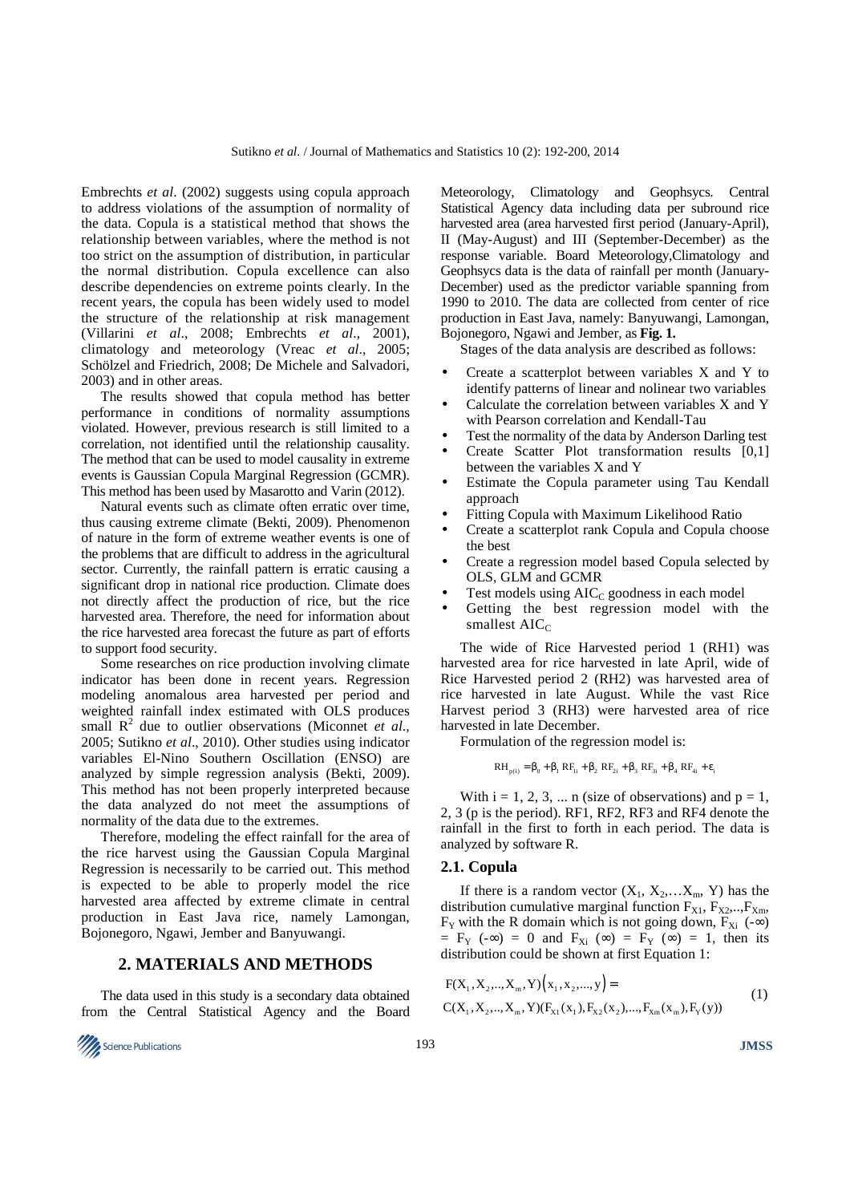Embrechts *et al*. (2002) suggests using copula approach to address violations of the assumption of normality of the data. Copula is a statistical method that shows the relationship between variables, where the method is not too strict on the assumption of distribution, in particular the normal distribution. Copula excellence can also describe dependencies on extreme points clearly. In the recent years, the copula has been widely used to model the structure of the relationship at risk management (Villarini *et al*., 2008; Embrechts *et al*., 2001), climatology and meteorology (Vreac *et al*., 2005; Schölzel and Friedrich, 2008; De Michele and Salvadori, 2003) and in other areas.

The results showed that copula method has better performance in conditions of normality assumptions violated. However, previous research is still limited to a correlation, not identified until the relationship causality. The method that can be used to model causality in extreme events is Gaussian Copula Marginal Regression (GCMR). This method has been used by Masarotto and Varin (2012).

Natural events such as climate often erratic over time, thus causing extreme climate (Bekti, 2009). Phenomenon of nature in the form of extreme weather events is one of the problems that are difficult to address in the agricultural sector. Currently, the rainfall pattern is erratic causing a significant drop in national rice production. Climate does not directly affect the production of rice, but the rice harvested area. Therefore, the need for information about the rice harvested area forecast the future as part of efforts to support food security.

Some researches on rice production involving climate indicator has been done in recent years. Regression modeling anomalous area harvested per period and weighted rainfall index estimated with OLS produces small $R^2$ due to outlier observations (Miconnet *et al*., 2005; Sutikno *et al*., 2010). Other studies using indicator variables El-Nino Southern Oscillation (ENSO) are analyzed by simple regression analysis (Bekti, 2009). This method has not been properly interpreted because the data analyzed do not meet the assumptions of normality of the data due to the extremes.

Therefore, modeling the effect rainfall for the area of the rice harvest using the Gaussian Copula Marginal Regression is necessarily to be carried out. This method is expected to be able to properly model the rice harvested area affected by extreme climate in central production in East Java rice, namely Lamongan, Bojonegoro, Ngawi, Jember and Banyuwangi.

## 2. MATERIALS AND METHODS

The data used in this study is a secondary data obtained from the Central Statistical Agency and the Board Meteorology, Climatology and Geophsycs. Central Statistical Agency data including data per subround rice harvested area (area harvested first period (January-April), II (May-August) and III (September-December) as the response variable. Board Meteorology,Climatology and Geophsycs data is the data of rainfall per month (January-December) used as the predictor variable spanning from 1990 to 2010. The data are collected from center of rice production in East Java, namely: Banyuwangi, Lamongan, Bojonegoro, Ngawi and Jember, as **Fig. 1.**

Stages of the data analysis are described as follows:

- Create a scatterplot between variables X and Y to identify patterns of linear and nolinear two variables
- Calculate the correlation between variables X and Y with Pearson correlation and Kendall-Tau
- Test the normality of the data by Anderson Darling test
- Create Scatter Plot transformation results [0,1] between the variables X and Y
- Estimate the Copula parameter using Tau Kendall approach
- Fitting Copula with Maximum Likelihood Ratio
- Create a scatterplot rank Copula and Copula choose the best
- Create a regression model based Copula selected by OLS, GLM and GCMR
- Test models using $AIC_C$ goodness in each model
- Getting the best regression model with the smallest $AIC_C$

The wide of Rice Harvested period 1 (RH1) was harvested area for rice harvested in late April, wide of Rice Harvested period 2 (RH2) was harvested area of rice harvested in late August. While the vast Rice Harvest period 3 (RH3) were harvested area of rice harvested in late December.

Formulation of the regression model is:

$$RH_{p(i)} = \beta_0 + \beta_1 RF_{1i} + \beta_2 RF_{2i} + \beta_3 RF_{3i} + \beta_4 RF_{4i} + \varepsilon_i$$

With i = 1, 2, 3, ... n (size of observations) and p = 1, 2, 3 (p is the period). RF1, RF2, RF3 and RF4 denote the rainfall in the first to forth in each period. The data is analyzed by software R.

### 2.1. Copula

If there is a random vector $(X_1, X_2,\ldots X_m, Y)$ has the distribution cumulative marginal function $F_{X1}, F_{X2},..,F_{Xm}$, $F_Y$ with the R domain which is not going down, $F_{Xi}(-\infty) = F_Y(-\infty) = 0$ and $F_{Xi}(\infty) = F_Y(\infty) = 1$, then its distribution could be shown at first Equation 1:

$$\begin{aligned} &F(X_1, X_2,..,X_m, Y)\left(x_1, x_2,..., y\right) = \\ &C(X_1, X_2,..,X_m, Y)(F_{X1}(x_1), F_{X2}(x_2),..., F_{Xm}(x_m), F_Y(y)) \end{aligned} \quad (1)$$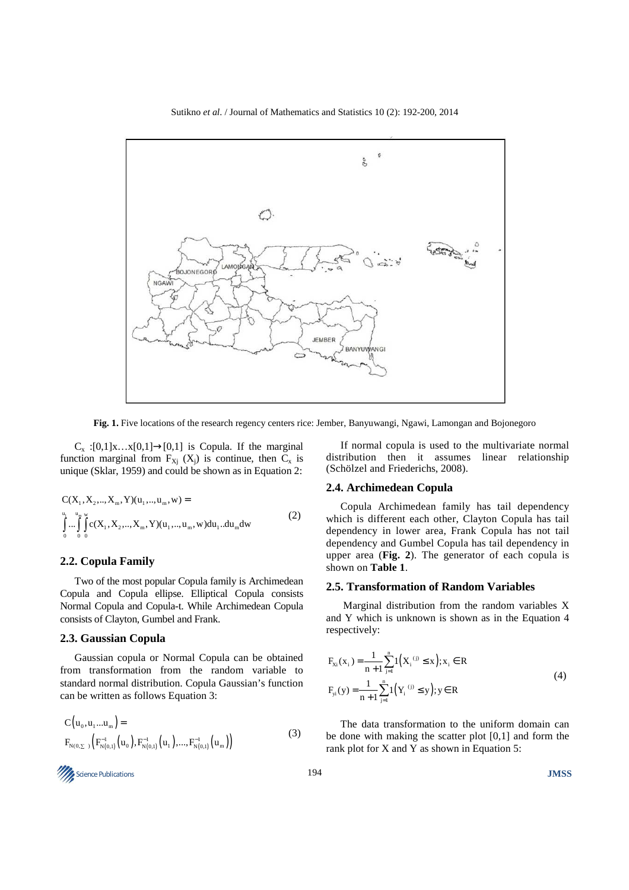Fig. 1. Five locations of the research regency centers rice: Jember, Banyuwangi, Ngawi, Lamongan and Bojonegoro

$C_x : [0,1] x \ldots x [0,1] \rightarrow [0,1]$ is Copula. If the marginal function marginal from $F_{X_j}(X_j)$ is continue, then $C_x$ is unique (Sklar, 1959) and could be shown as in Equation 2:

$$C(X_1, X_2, .., X_m, Y)(u_1, .., u_m, w) = \int_0^{u_1} \ldots \int_0^{u_m} \int_0^{w} c(X_1, X_2, .., X_m, Y)(u_1, .., u_m, w) du_1 .. du_m dw \quad (2)$$

## 2.2. Copula Family

Two of the most popular Copula family is Archimedean Copula and Copula ellipse. Elliptical Copula consists Normal Copula and Copula-t. While Archimedean Copula consists of Clayton, Gumbel and Frank.

## 2.3. Gaussian Copula

Gaussian copula or Normal Copula can be obtained from transformation from the random variable to standard normal distribution. Copula Gaussian's function can be written as follows Equation 3:

$$C(u_0, u_1 \ldots u_m) = F_{N(0,\Sigma)}\left(F_{N(0,1)}^{-1}(u_0), F_{N(0,1)}^{-1}(u_1), \ldots, F_{N(0,1)}^{-1}(u_m)\right) \quad (3)$$

If normal copula is used to the multivariate normal distribution then it assumes linear relationship (Schölzel and Friederichs, 2008).

## 2.4. Archimedean Copula

Copula Archimedean family has tail dependency which is different each other, Clayton Copula has tail dependency in lower area, Frank Copula has not tail dependency and Gumbel Copula has tail dependency in upper area (**Fig. 2**). The generator of each copula is shown on **Table 1**.

## 2.5. Transformation of Random Variables

Marginal distribution from the random variables X and Y which is unknown is shown as in the Equation 4 respectively:

$$F_{X_i}(x_i) = \frac{1}{n+1} \sum_{j=1}^{n} 1\left(X_i^{(j)} \le x\right); x_i \in R$$
$$F_{y_i}(y) = \frac{1}{n+1} \sum_{j=1}^{n} 1\left(Y_i^{(j)} \le y\right); y \in R \quad (4)$$

The data transformation to the uniform domain can be done with making the scatter plot [0,1] and form the rank plot for X and Y as shown in Equation 5: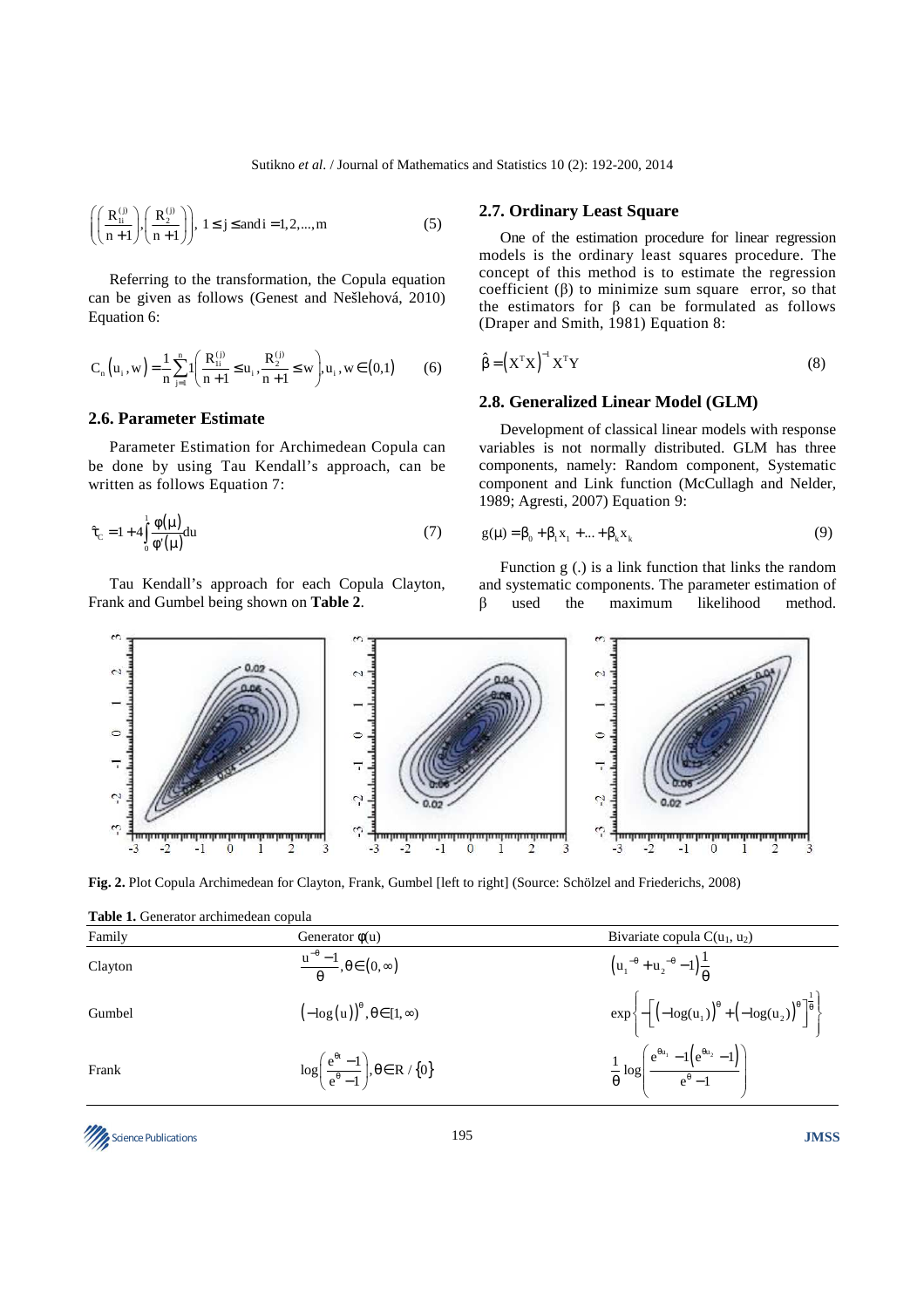$$\left(\left(\frac{R_{1i}^{(j)}}{n+1}\right),\left(\frac{R_{2}^{(j)}}{n+1}\right)\right),\ 1\leq j\leq \text{and } i=1,2,...,m \tag{5}$$

Referring to the transformation, the Copula equation can be given as follows (Genest and Nešlehová, 2010) Equation 6:

$$C_n\left(u_i, w\right) = \frac{1}{n}\sum_{j=1}^{n} 1\left(\frac{R_{1i}^{(j)}}{n+1}\leq u_i, \frac{R_2^{(j)}}{n+1}\leq w\right), u_i, w \in (0,1) \tag{6}$$

## 2.6. Parameter Estimate

Parameter Estimation for Archimedean Copula can be done by using Tau Kendall's approach, can be written as follows Equation 7:

$$\hat{\tau}_C = 1 + 4\int_0^1 \frac{\varphi(\mu)}{\varphi'(\mu)} du \tag{7}$$

Tau Kendall's approach for each Copula Clayton, Frank and Gumbel being shown on **Table 2**.

## 2.7. Ordinary Least Square

One of the estimation procedure for linear regression models is the ordinary least squares procedure. The concept of this method is to estimate the regression coefficient ($\beta$) to minimize sum square error, so that the estimators for $\beta$ can be formulated as follows (Draper and Smith, 1981) Equation 8:

$$\hat{\beta} = \left(X^T X\right)^{-1} X^T Y \tag{8}$$

## 2.8. Generalized Linear Model (GLM)

Development of classical linear models with response variables is not normally distributed. GLM has three components, namely: Random component, Systematic component and Link function (McCullagh and Nelder, 1989; Agresti, 2007) Equation 9:

$$g(\mu) = \beta_0 + \beta_1 x_1 + ... + \beta_k x_k \tag{9}$$

Function g (.) is a link function that links the random and systematic components. The parameter estimation of $\beta$ used the maximum likelihood method.

**Fig. 2.** Plot Copula Archimedean for Clayton, Frank, Gumbel [left to right] (Source: Schölzel and Friederichs, 2008)

**Table 1.** Generator archimedean copula

| Family | Generator $\phi(u)$ | Bivariate copula $C(u_1, u_2)$ |
|---|---|---|
| Clayton | $\frac{u^{-\theta}-1}{\theta}, \theta \in (0,\infty)$ | $\left(u_1^{-\theta}+u_2^{-\theta}-1\right)\frac{1}{\theta}$ |
| Gumbel | $\left(-\log(u)\right)^{\theta}, \theta \in [1,\infty)$ | $\exp\left\{-\left[\left(-\log(u_1)\right)^{\theta}+\left(-\log(u_2)\right)^{\theta}\right]^{\frac{1}{\theta}}\right\}$ |
| Frank | $\log\left(\frac{e^{\theta t}-1}{e^{\theta}-1}\right), \theta \in R / \{0\}$ | $\frac{1}{\theta}\log\left(\frac{e^{\theta u_1}-1\left(e^{\theta u_2}-1\right)}{e^{\theta}-1}\right)$ |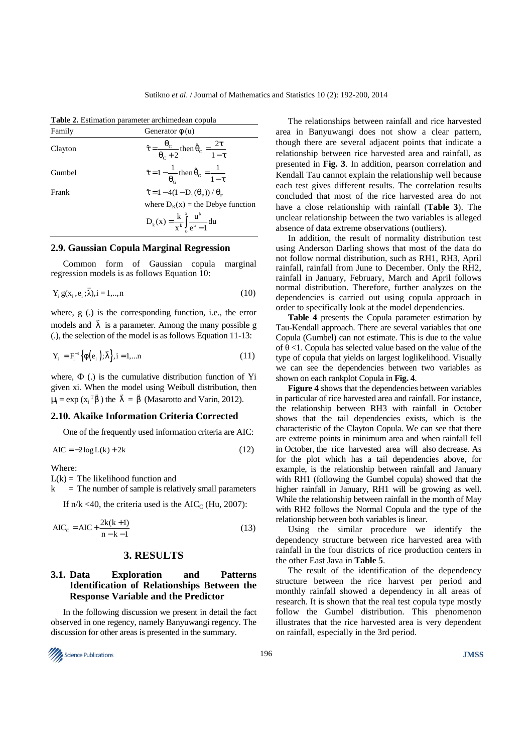**Table 2.** Estimation parameter archimedean copula

| Family | Generator $\phi(u)$ |
|---|---|
| Clayton | $\hat{\tau} = \frac{\theta_C}{\theta_C + 2}$ then $\hat{\theta}_C = \frac{2\tau}{1-\tau}$ |
| Gumbel | $\hat{\tau} = 1 - \frac{1}{\theta_G}$ then $\hat{\theta}_G = \frac{1}{1-\tau}$ |
| Frank | $\hat{\tau} = 1 - 4(1 - D_1(\theta_F))/\theta_F$ where $D_K(x)$ = the Debye function $D_k(x) = \frac{k}{x^k}\int_0^x \frac{u^k}{e^u - 1}du$ |

### 2.9. Gaussian Copula Marginal Regression

Common form of Gaussian copula marginal regression models is as follows Equation 10:

$$Y_i \; g(x_i, e_i; \vec{\lambda}), i = 1,..,n \quad (10)$$

where, g (.) is the corresponding function, i.e., the error models and $\vec{\lambda}$ is a parameter. Among the many possible g (.), the selection of the model is as follows Equation 11-13:

$$Y_i = F_i^{-1}\{\phi(e_i); \vec{\lambda}\}, i = 1,...n \quad (11)$$

where, $\Phi$ (.) is the cumulative distribution function of Yi given xi. When the model using Weibull distribution, then $\mu_i = \exp(x_i^T\beta)$ the $\vec{\lambda} = \vec{\beta}$ (Masarotto and Varin, 2012).

### 2.10. Akaike Information Criteria Corrected

One of the frequently used information criteria are AIC:

$$AIC = -2\log L(k) + 2k \quad (12)$$

Where:

$L(k)$ = The likelihood function and
k = The number of sample is relatively small parameters

If n/k <40, the criteria used is the $AIC_C$ (Hu, 2007):

$$AIC_C = AIC + \frac{2k(k+1)}{n-k-1} \quad (13)$$

## 3. RESULTS

### 3.1. Data Exploration and Patterns Identification of Relationships Between the Response Variable and the Predictor

In the following discussion we present in detail the fact observed in one regency, namely Banyuwangi regency. The discussion for other areas is presented in the summary.

The relationships between rainfall and rice harvested area in Banyuwangi does not show a clear pattern, though there are several adjacent points that indicate a relationship between rice harvested area and rainfall, as presented in **Fig. 3**. In addition, pearson correlation and Kendall Tau cannot explain the relationship well because each test gives different results. The correlation results concluded that most of the rice harvested area do not have a close relationship with rainfall (**Table 3**). The unclear relationship between the two variables is alleged absence of data extreme observations (outliers).

In addition, the result of normality distribution test using Anderson Darling shows that most of the data do not follow normal distribution, such as RH1, RH3, April rainfall, rainfall from June to December. Only the RH2, rainfall in January, February, March and April follows normal distribution. Therefore, further analyzes on the dependencies is carried out using copula approach in order to specifically look at the model dependencies.

**Table 4** presents the Copula parameter estimation by Tau-Kendall approach. There are several variables that one Copula (Gumbel) can not estimate. This is due to the value of $\theta$ <1. Copula has selected value based on the value of the type of copula that yields on largest loglikelihood. Visually we can see the dependencies between two variables as shown on each rankplot Copula in **Fig. 4**.

**Figure 4** shows that the dependencies between variables in particular of rice harvested area and rainfall. For instance, the relationship between RH3 with rainfall in October shows that the tail dependencies exists, which is the characteristic of the Clayton Copula. We can see that there are extreme points in minimum area and when rainfall fell in October, the rice harvested area will also decrease. As for the plot which has a tail dependencies above, for example, is the relationship between rainfall and January with RH1 (following the Gumbel copula) showed that the higher rainfall in January, RH1 will be growing as well. While the relationship between rainfall in the month of May with RH2 follows the Normal Copula and the type of the relationship between both variables is linear.

Using the similar procedure we identify the dependency structure between rice harvested area with rainfall in the four districts of rice production centers in the other East Java in **Table 5**.

The result of the identification of the dependency structure between the rice harvest per period and monthly rainfall showed a dependency in all areas of research. It is shown that the real test copula type mostly follow the Gumbel distribution. This phenomenon illustrates that the rice harvested area is very dependent on rainfall, especially in the 3rd period.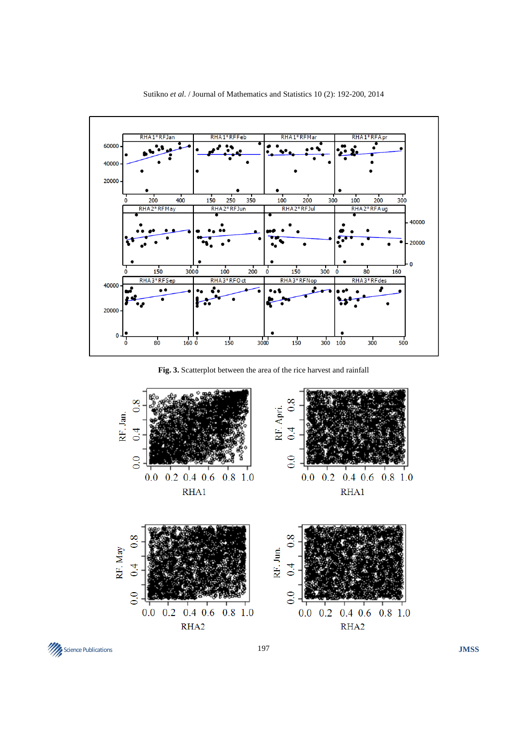**Fig. 3.** Scatterplot between the area of the rice harvest and rainfall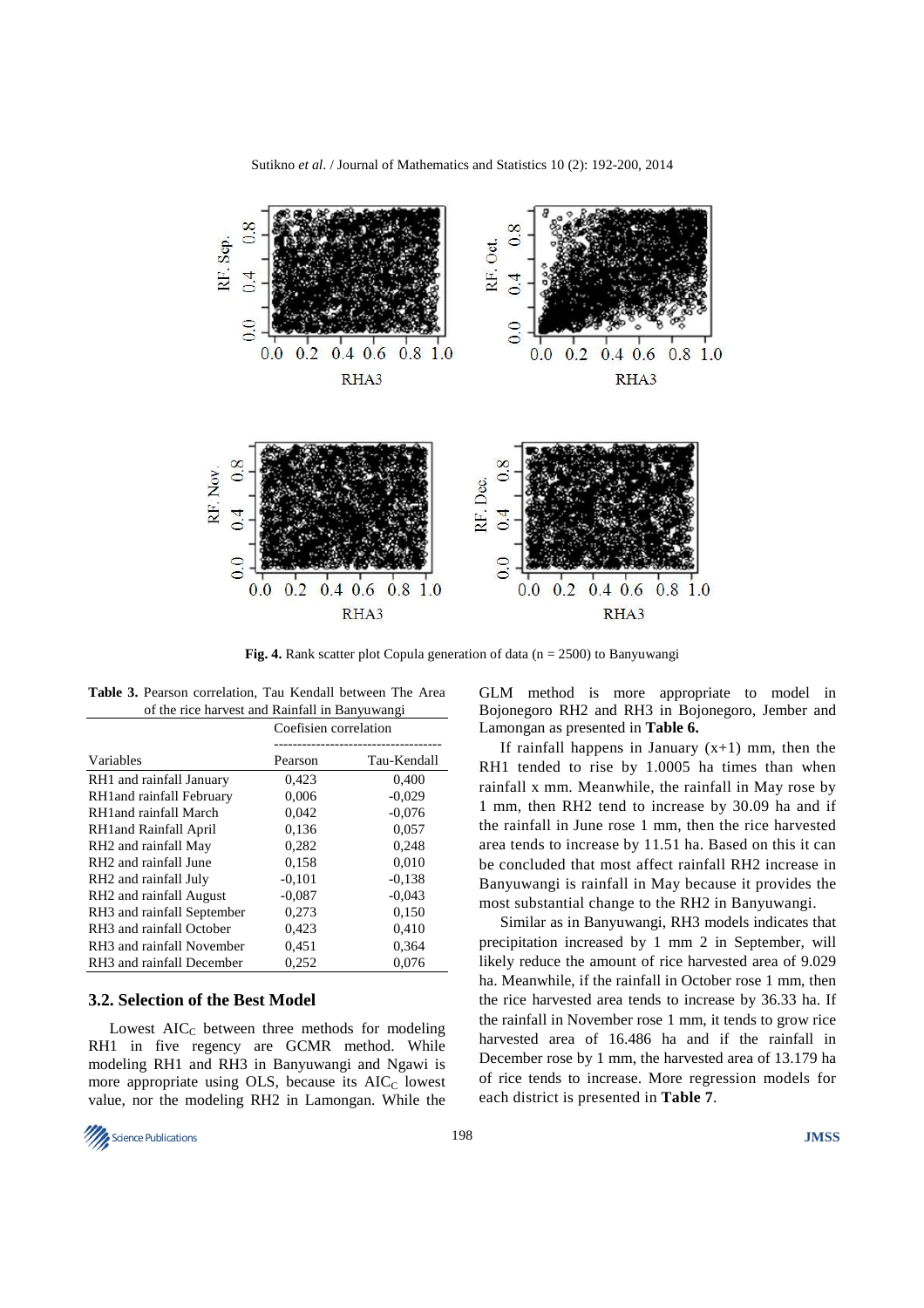**Fig. 4.** Rank scatter plot Copula generation of data (n = 2500) to Banyuwangi

**Table 3.** Pearson correlation, Tau Kendall between The Area of the rice harvest and Rainfall in Banyuwangi

| | Coefisien correlation | |
|---|---|---|
| Variables | Pearson | Tau-Kendall |
| RH1 and rainfall January | 0,423 | 0,400 |
| RH1and rainfall February | 0,006 | -0,029 |
| RH1and rainfall March | 0,042 | -0,076 |
| RH1and Rainfall April | 0,136 | 0,057 |
| RH2 and rainfall May | 0,282 | 0,248 |
| RH2 and rainfall June | 0,158 | 0,010 |
| RH2 and rainfall July | -0,101 | -0,138 |
| RH2 and rainfall August | -0,087 | -0,043 |
| RH3 and rainfall September | 0,273 | 0,150 |
| RH3 and rainfall October | 0,423 | 0,410 |
| RH3 and rainfall November | 0,451 | 0,364 |
| RH3 and rainfall December | 0,252 | 0,076 |

### 3.2. Selection of the Best Model

Lowest $AIC_C$ between three methods for modeling RH1 in five regency are GCMR method. While modeling RH1 and RH3 in Banyuwangi and Ngawi is more appropriate using OLS, because its $AIC_C$ lowest value, nor the modeling RH2 in Lamongan. While the GLM method is more appropriate to model in Bojonegoro RH2 and RH3 in Bojonegoro, Jember and Lamongan as presented in **Table 6.**

If rainfall happens in January (x+1) mm, then the RH1 tended to rise by 1.0005 ha times than when rainfall x mm. Meanwhile, the rainfall in May rose by 1 mm, then RH2 tend to increase by 30.09 ha and if the rainfall in June rose 1 mm, then the rice harvested area tends to increase by 11.51 ha. Based on this it can be concluded that most affect rainfall RH2 increase in Banyuwangi is rainfall in May because it provides the most substantial change to the RH2 in Banyuwangi.

Similar as in Banyuwangi, RH3 models indicates that precipitation increased by 1 mm 2 in September, will likely reduce the amount of rice harvested area of 9.029 ha. Meanwhile, if the rainfall in October rose 1 mm, then the rice harvested area tends to increase by 36.33 ha. If the rainfall in November rose 1 mm, it tends to grow rice harvested area of 16.486 ha and if the rainfall in December rose by 1 mm, the harvested area of 13.179 ha of rice tends to increase. More regression models for each district is presented in **Table 7**.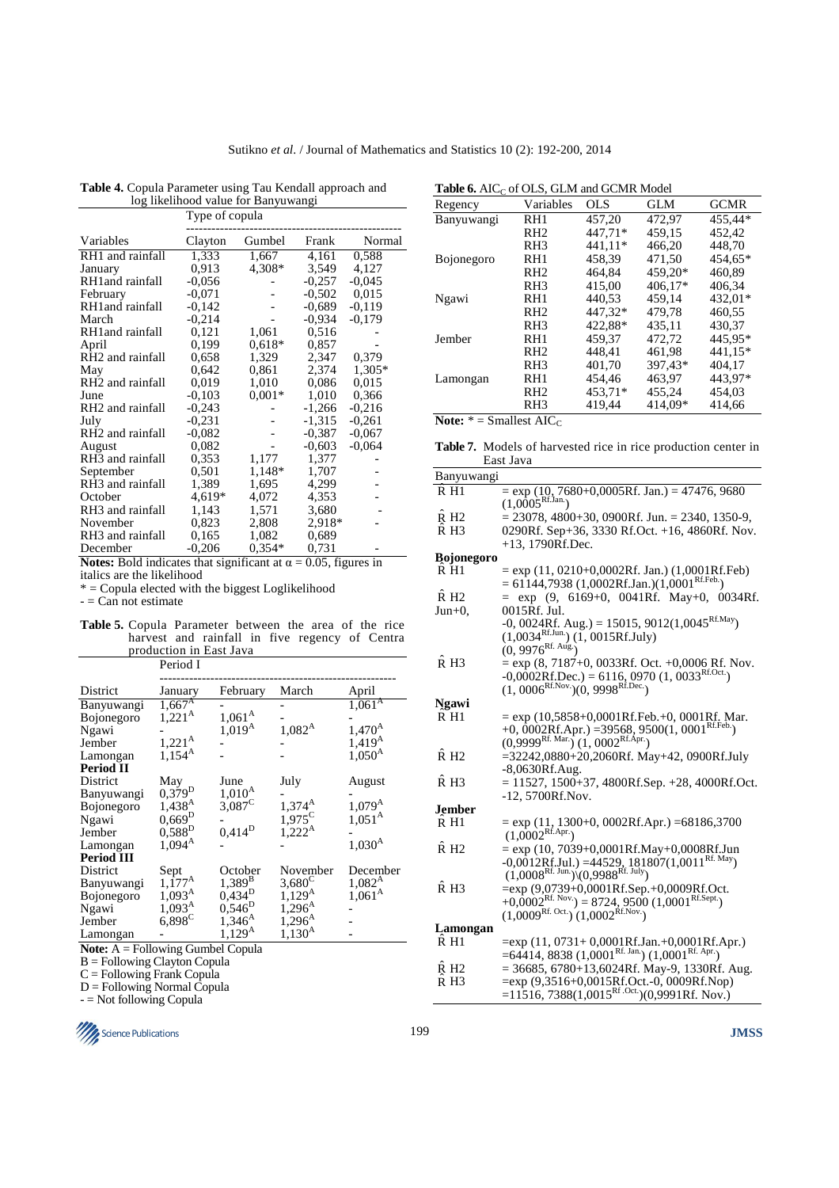**Table 4.** Copula Parameter using Tau Kendall approach and log likelihood value for Banyuwangi

| Variables | Type of copula | | | |
|---|---|---|---|---|
| | Clayton | Gumbel | Frank | Normal |
| RH1 and rainfall | 1,333 | 1,667 | 4,161 | 0,588 |
| January | 0,913 | 4,308* | 3,549 | 4,127 |
| RH1and rainfall | -0,056 | - | -0,257 | -0,045 |
| February | -0,071 | - | -0,502 | 0,015 |
| RH1and rainfall | -0,142 | - | -0,689 | -0,119 |
| March | -0,214 | - | -0,934 | -0,179 |
| RH1and rainfall | 0,121 | 1,061 | 0,516 | - |
| April | 0,199 | 0,618* | 0,857 | - |
| RH2 and rainfall | 0,658 | 1,329 | 2,347 | 0,379 |
| May | 0,642 | 0,861 | 2,374 | 1,305* |
| RH2 and rainfall | 0,019 | 1,010 | 0,086 | 0,015 |
| June | -0,103 | 0,001* | 1,010 | 0,366 |
| RH2 and rainfall | -0,243 | - | -1,266 | -0,216 |
| July | -0,231 | - | -1,315 | -0,261 |
| RH2 and rainfall | -0,082 | - | -0,387 | -0,067 |
| August | 0,082 | - | -0,603 | -0,064 |
| RH3 and rainfall | 0,353 | 1,177 | 1,377 | - |
| September | 0,501 | 1,148* | 1,707 | - |
| RH3 and rainfall | 1,389 | 1,695 | 4,299 | - |
| October | 4,619* | 4,072 | 4,353 | - |
| RH3 and rainfall | 1,143 | 1,571 | 3,680 | - |
| November | 0,823 | 2,808 | 2,918* | - |
| RH3 and rainfall | 0,165 | 1,082 | 0,689 | |
| December | -0,206 | 0,354* | 0,731 | - |

**Notes:** Bold indicates that significant at $\alpha = 0.05$, figures in italics are the likelihood

\* = Copula elected with the biggest Loglikelihood

\- = Can not estimate

**Table 5.** Copula Parameter between the area of the rice harvest and rainfall in five regency of Centra production in East Java

| District | Period I | | | |
|---|---|---|---|---|
| | January | February | March | April |
| Banyuwangi | $1{,}667^A$ | - | - | $1{,}061^A$ |
| Bojonegoro | $1{,}221^A$ | $1{,}061^A$ | - | - |
| Ngawi | - | $1{,}019^A$ | $1{,}082^A$ | $1{,}470^A$ |
| Jember | $1{,}221^A$ | - | - | $1{,}419^A$ |
| Lamongan | $1{,}154^A$ | - | - | $1{,}050^A$ |
| **Period II** | | | | |
| District | May | June | July | August |
| Banyuwangi | $0{,}379^D$ | $1{,}010^A$ | - | - |
| Bojonegoro | $1{,}438^A$ | $3{,}087^C$ | $1{,}374^A$ | $1{,}079^A$ |
| Ngawi | $0{,}669^D$ | - | $1{,}975^C$ | $1{,}051^A$ |
| Jember | $0{,}588^D$ | $0{,}414^D$ | $1{,}222^A$ | - |
| Lamongan | $1{,}094^A$ | - | - | $1{,}030^A$ |
| **Period III** | | | | |
| District | Sept | October | November | December |
| Banyuwangi | $1{,}177^A$ | $1{,}389^B$ | $3{,}680^C$ | $1{,}082^A$ |
| Bojonegoro | $1{,}093^A$ | $0{,}434^D$ | $1{,}129^A$ | $1{,}061^A$ |
| Ngawi | $1{,}093^A$ | $0{,}546^D$ | $1{,}296^A$ | - |
| Jember | $6{,}898^C$ | $1{,}346^A$ | $1{,}296^A$ | - |
| Lamongan | - | $1{,}129^A$ | $1{,}130^A$ | - |

**Note:** A = Following Gumbel Copula

B = Following Clayton Copula

C = Following Frank Copula

D = Following Normal Copula

\- = Not following Copula

**Table 6.** $AIC_C$ of OLS, GLM and GCMR Model

| Regency | Variables | OLS | GLM | GCMR |
|---|---|---|---|---|
| Banyuwangi | RH1 | 457,20 | 472,97 | 455,44* |
| | RH2 | 447,71* | 459,15 | 452,42 |
| | RH3 | 441,11* | 466,20 | 448,70 |
| Bojonegoro | RH1 | 458,39 | 471,50 | 454,65* |
| | RH2 | 464,84 | 459,20* | 460,89 |
| | RH3 | 415,00 | 406,17* | 406,34 |
| Ngawi | RH1 | 440,53 | 459,14 | 432,01* |
| | RH2 | 447,32* | 479,78 | 460,55 |
| | RH3 | 422,88* | 435,11 | 430,37 |
| Jember | RH1 | 459,37 | 472,72 | 445,95* |
| | RH2 | 448,41 | 461,98 | 441,15* |
| | RH3 | 401,70 | 397,43* | 404,17 |
| Lamongan | RH1 | 454,46 | 463,97 | 443,97* |
| | RH2 | 453,71* | 455,24 | 454,03 |
| | RH3 | 419,44 | 414,09* | 414,66 |

**Note:** \* = Smallest $AIC_C$

**Table 7.** Models of harvested rice in rice production center in East Java

| | |
|---|---|
| **Banyuwangi** | |
| $\hat{R}$ H1 | $= \exp(10,7680+0,0005Rf.\ Jan.) = 47476,9680\ (1,0005^{Rf.Jan.})$ |
| $\hat{R}$ H2 | $= 23078,4800+30,0900Rf.\ Jun. = 2340,1350\text{-}9,$ |
| $\hat{R}$ H3 | $0290Rf.\ Sep+36,3330\ Rf.Oct.+16,4860Rf.\ Nov.+13,1790Rf.Dec.$ |
| **Bojonegoro** | |
| $\hat{R}$ H1 | $= \exp(11,0210+0,0002Rf.\ Jan.)\ (1,0001Rf.Feb) = 61144,7938\ (1,0002Rf.Jan.)(1,0001^{Rf.Feb.})$ |
| $\hat{R}$ H2 | $= \exp(9,6169+0,0041Rf.\ May+0,0034Rf.\ Jun+0,0015Rf.\ Jul.\ -0,0024Rf.\ Aug.) = 15015,9012(1,0045^{Rf.May})(1,0034^{Rf.Jun.})\ (1,0015Rf.July)\ (0,9976^{Rf.\ Aug.})$ |
| $\hat{R}$ H3 | $= \exp(8,7187+0,0033Rf.\ Oct.+0,0006\ Rf.\ Nov.\ -0,0002Rf.Dec.) = 6116,0970\ (1,0033^{Rf.Oct.})\ (1,0006^{Rf.Nov.})(0,9998^{Rf.Dec.})$ |
| **Ngawi** | |
| $\hat{R}$ H1 | $= \exp(10,5858+0,0001Rf.Feb.+0,0001Rf.\ Mar.\ +0,0002Rf.Apr.) = 39568,9500(1,0001^{Rf.Feb.})\ (0,9999^{Rf.\ Mar.})\ (1,0002^{Rf.Apr.})$ |
| $\hat{R}$ H2 | $= 32242,0880+20,2060Rf.\ May+42,0900Rf.July\ -8,0630Rf.Aug.$ |
| $\hat{R}$ H3 | $= 11527,1500+37,4800Rf.Sep.+28,4000Rf.Oct.\ -12,5700Rf.Nov.$ |
| **Jember** | |
| $\hat{R}$ H1 | $= \exp(11,1300+0,0002Rf.Apr.) = 68186,3700\ (1,0002^{Rf.Apr.})$ |
| $\hat{R}$ H2 | $= \exp(10,7039+0,0001Rf.May+0,0008Rf.Jun\ -0,0012Rf.Jul.) = 44529,181807(1,0011^{Rf.\ May})\ (1,0008^{Rf.\ Jun.})(0,9988^{Rf.\ July})$ |
| $\hat{R}$ H3 | $= \exp(9,0739+0,0001Rf.Sep.+0,0009Rf.Oct.\ +0,0002^{Rf.\ Nov.}) = 8724,9500\ (1,0001^{Rf.Sept.})\ (1,0009^{Rf.\ Oct.})\ (1,0002^{Rf.Nov.})$ |
| **Lamongan** | |
| $\hat{R}$ H1 | $= \exp(11,0731+0,0001Rf.Jan.+0,0001Rf.Apr.) = 64414,8838\ (1,0001^{Rf.\ Jan.})\ (1,0001^{Rf.\ Apr.})$ |
| $\hat{R}$ H2 | $= 36685,6780+13,6024Rf.\ May\text{-}9,1330Rf.\ Aug.$ |
| $\hat{R}$ H3 | $= \exp(9,3516+0,0015Rf.Oct.\text{-}0,0009Rf.Nop) = 11516,7388(1,0015^{Rf.Oct.})(0,9991Rf.\ Nov.)$ |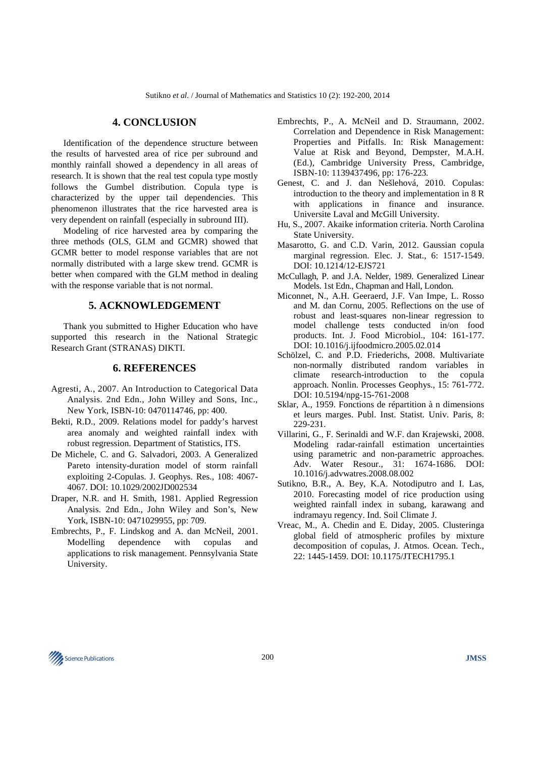## 4. CONCLUSION

Identification of the dependence structure between the results of harvested area of rice per subround and monthly rainfall showed a dependency in all areas of research. It is shown that the real test copula type mostly follows the Gumbel distribution. Copula type is characterized by the upper tail dependencies. This phenomenon illustrates that the rice harvested area is very dependent on rainfall (especially in subround III).

Modeling of rice harvested area by comparing the three methods (OLS, GLM and GCMR) showed that GCMR better to model response variables that are not normally distributed with a large skew trend. GCMR is better when compared with the GLM method in dealing with the response variable that is not normal.

## 5. ACKNOWLEDGEMENT

Thank you submitted to Higher Education who have supported this research in the National Strategic Research Grant (STRANAS) DIKTI.

## 6. REFERENCES

Agresti, A., 2007. An Introduction to Categorical Data Analysis. 2nd Edn., John Willey and Sons, Inc., New York, ISBN-10: 0470114746, pp: 400.

Bekti, R.D., 2009. Relations model for paddy's harvest area anomaly and weighted rainfall index with robust regression. Department of Statistics, ITS.

De Michele, C. and G. Salvadori, 2003. A Generalized Pareto intensity-duration model of storm rainfall exploiting 2-Copulas. J. Geophys. Res., 108: 4067-4067. DOI: 10.1029/2002JD002534

Draper, N.R. and H. Smith, 1981. Applied Regression Analysis. 2nd Edn., John Wiley and Son's, New York, ISBN-10: 0471029955, pp: 709.

Embrechts, P., F. Lindskog and A. dan McNeil, 2001. Modelling dependence with copulas and applications to risk management. Pennsylvania State University.

Embrechts, P., A. McNeil and D. Straumann, 2002. Correlation and Dependence in Risk Management: Properties and Pitfalls. In: Risk Management: Value at Risk and Beyond, Dempster, M.A.H. (Ed.), Cambridge University Press, Cambridge, ISBN-10: 1139437496, pp: 176-223.

Genest, C. and J. dan Nešlehová, 2010. Copulas: introduction to the theory and implementation in 8 R with applications in finance and insurance. Universite Laval and McGill University.

Hu, S., 2007. Akaike information criteria. North Carolina State University.

Masarotto, G. and C.D. Varin, 2012. Gaussian copula marginal regression. Elec. J. Stat., 6: 1517-1549. DOI: 10.1214/12-EJS721

McCullagh, P. and J.A. Nelder, 1989. Generalized Linear Models. 1st Edn., Chapman and Hall, London.

Miconnet, N., A.H. Geeraerd, J.F. Van Impe, L. Rosso and M. dan Cornu, 2005. Reflections on the use of robust and least-squares non-linear regression to model challenge tests conducted in/on food products. Int. J. Food Microbiol., 104: 161-177. DOI: 10.1016/j.ijfoodmicro.2005.02.014

Schölzel, C. and P.D. Friederichs, 2008. Multivariate non-normally distributed random variables in climate research-introduction to the copula approach. Nonlin. Processes Geophys., 15: 761-772. DOI: 10.5194/npg-15-761-2008

Sklar, A., 1959. Fonctions de répartition à n dimensions et leurs marges. Publ. Inst. Statist. Univ. Paris, 8: 229-231.

Villarini, G., F. Serinaldi and W.F. dan Krajewski, 2008. Modeling radar-rainfall estimation uncertainties using parametric and non-parametric approaches. Adv. Water Resour., 31: 1674-1686. DOI: 10.1016/j.advwatres.2008.08.002

Sutikno, B.R., A. Bey, K.A. Notodiputro and I. Las, 2010. Forecasting model of rice production using weighted rainfall index in subang, karawang and indramayu regency. Ind. Soil Climate J.

Vreac, M., A. Chedin and E. Diday, 2005. Clusteringa global field of atmospheric profiles by mixture decomposition of copulas, J. Atmos. Ocean. Tech., 22: 1445-1459. DOI: 10.1175/JTECH1795.1